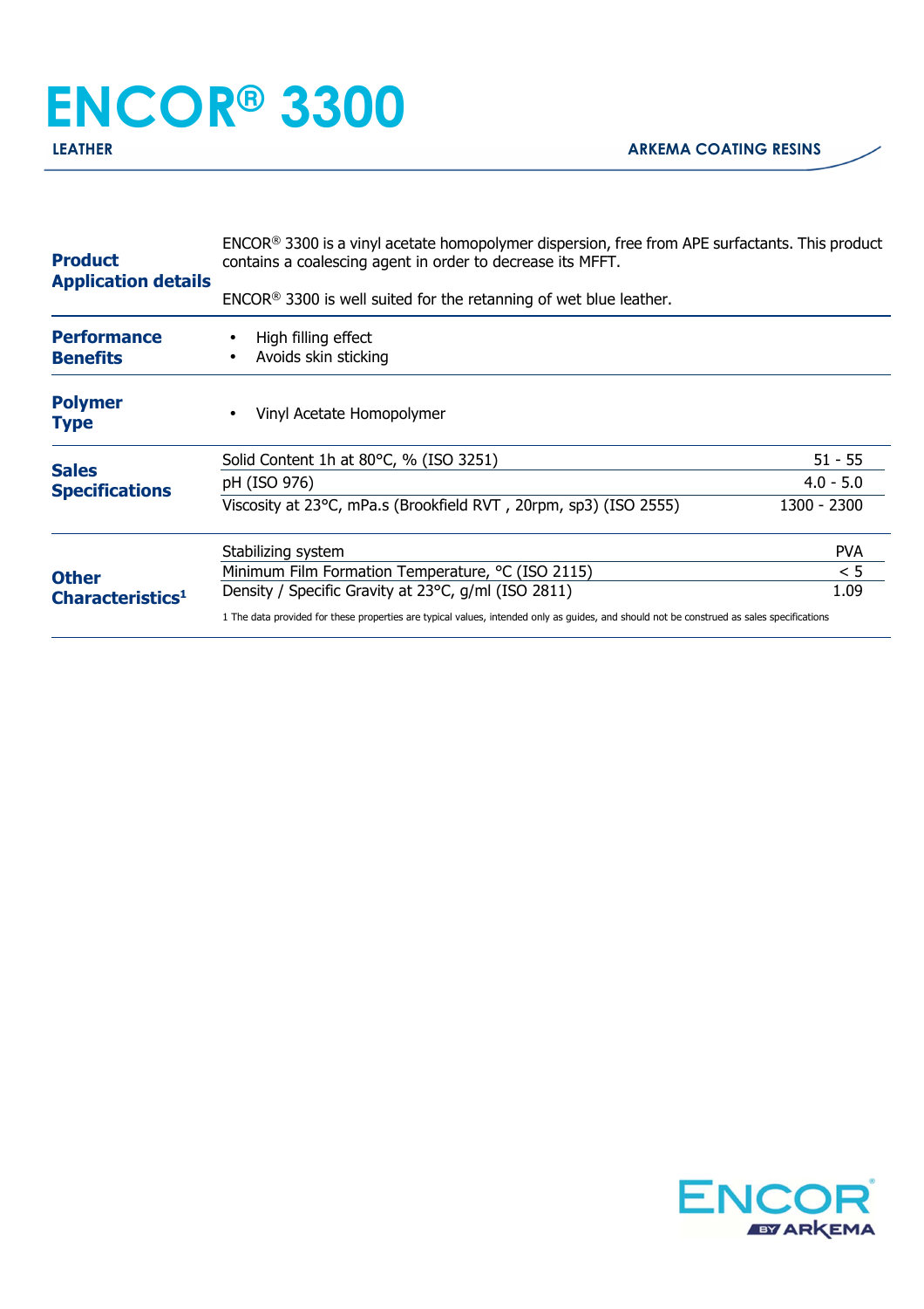# ENCOR® 3300

**LEATHER** | **ARKEMA COATING RESINS**

## Product Application details

ENCOR® 3300 is a vinyl acetate homopolymer dispersion, free from APE surfactants. This product contains a coalescing agent in order to decrease its MFFT.

ENCOR® 3300 is well suited for the retanning of wet blue leather.

## Performance Benefits

- High filling effect
- Avoids skin sticking

## Polymer Type

- Vinyl Acetate Homopolymer

## Sales Specifications

| Property | Value |
|---|---|
| Solid Content 1h at 80°C, % (ISO 3251) | 51 - 55 |
| pH (ISO 976) | 4.0 - 5.0 |
| Viscosity at 23°C, mPa.s (Brookfield RVT , 20rpm, sp3) (ISO 2555) | 1300 - 2300 |

## Other Characteristics[1]

| Property | Value |
|---|---|
| Stabilizing system | PVA |
| Minimum Film Formation Temperature, °C (ISO 2115) | < 5 |
| Density / Specific Gravity at 23°C, g/ml (ISO 2811) | 1.09 |

1 The data provided for these properties are typical values, intended only as guides, and should not be construed as sales specifications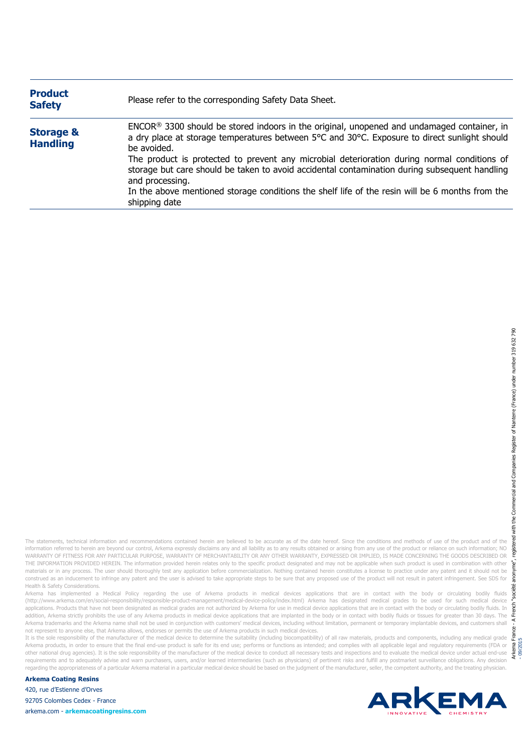| | |
|---|---|
| **Product Safety** | Please refer to the corresponding Safety Data Sheet. |
| **Storage & Handling** | ENCOR® 3300 should be stored indoors in the original, unopened and undamaged container, in a dry place at storage temperatures between 5°C and 30°C. Exposure to direct sunlight should be avoided.<br>The product is protected to prevent any microbial deterioration during normal conditions of storage but care should be taken to avoid accidental contamination during subsequent handling and processing.<br>In the above mentioned storage conditions the shelf life of the resin will be 6 months from the shipping date |

The statements, technical information and recommendations contained herein are believed to be accurate as of the date hereof. Since the conditions and methods of use of the product and of the information referred to herein are beyond our control, Arkema expressly disclaims any and all liability as to any results obtained or arising from any use of the product or reliance on such information; NO WARRANTY OF FITNESS FOR ANY PARTICULAR PURPOSE, WARRANTY OF MERCHANTABILITY OR ANY OTHER WARRANTY, EXPRESSED OR IMPLIED, IS MADE CONCERNING THE GOODS DESCRIBED OR THE INFORMATION PROVIDED HEREIN. The information provided herein relates only to the specific product designated and may not be applicable when such product is used in combination with other materials or in any process. The user should thoroughly test any application before commercialization. Nothing contained herein constitutes a license to practice under any patent and it should not be construed as an inducement to infringe any patent and the user is advised to take appropriate steps to be sure that any proposed use of the product will not result in patent infringement. See SDS for Health & Safety Considerations.

Arkema has implemented a Medical Policy regarding the use of Arkema products in medical devices applications that are in contact with the body or circulating bodily fluids (http://www.arkema.com/en/social-responsibility/responsible-product-management/medical-device-policy/index.html) Arkema has designated medical grades to be used for such medical device applications. Products that have not been designated as medical grades are not authorized by Arkema for use in medical device applications that are in contact with the body or circulating bodily fluids. In addition, Arkema strictly prohibits the use of any Arkema products in medical device applications that are implanted in the body or in contact with bodily fluids or tissues for greater than 30 days. The Arkema trademarks and the Arkema name shall not be used in conjunction with customers' medical devices, including without limitation, permanent or temporary implantable devices, and customers shall not represent to anyone else, that Arkema allows, endorses or permits the use of Arkema products in such medical devices.

It is the sole responsibility of the manufacturer of the medical device to determine the suitability (including biocompatibility) of all raw materials, products and components, including any medical grade Arkema products, in order to ensure that the final end-use product is safe for its end use; performs or functions as intended; and complies with all applicable legal and regulatory requirements (FDA or other national drug agencies). It is the sole responsibility of the manufacturer of the medical device to conduct all necessary tests and inspections and to evaluate the medical device under actual end-use requirements and to adequately advise and warn purchasers, users, and/or learned intermediaries (such as physicians) of pertinent risks and fulfill any postmarket surveillance obligations. Any decision regarding the appropriateness of a particular Arkema material in a particular medical device should be based on the judgment of the manufacturer, seller, the competent authority, and the treating physician.

**Arkema Coating Resins**
420, rue d'Estienne d'Orves
92705 Colombes Cedex - France
arkema.com - **arkemacoatingresins.com**

ARKEMA INNOVATIVE CHEMISTRY

Arkema France - A French "société anonyme", registered with the Commercial and Companies Register of Nanterre (France) under number 319 632 790 - 09/2015